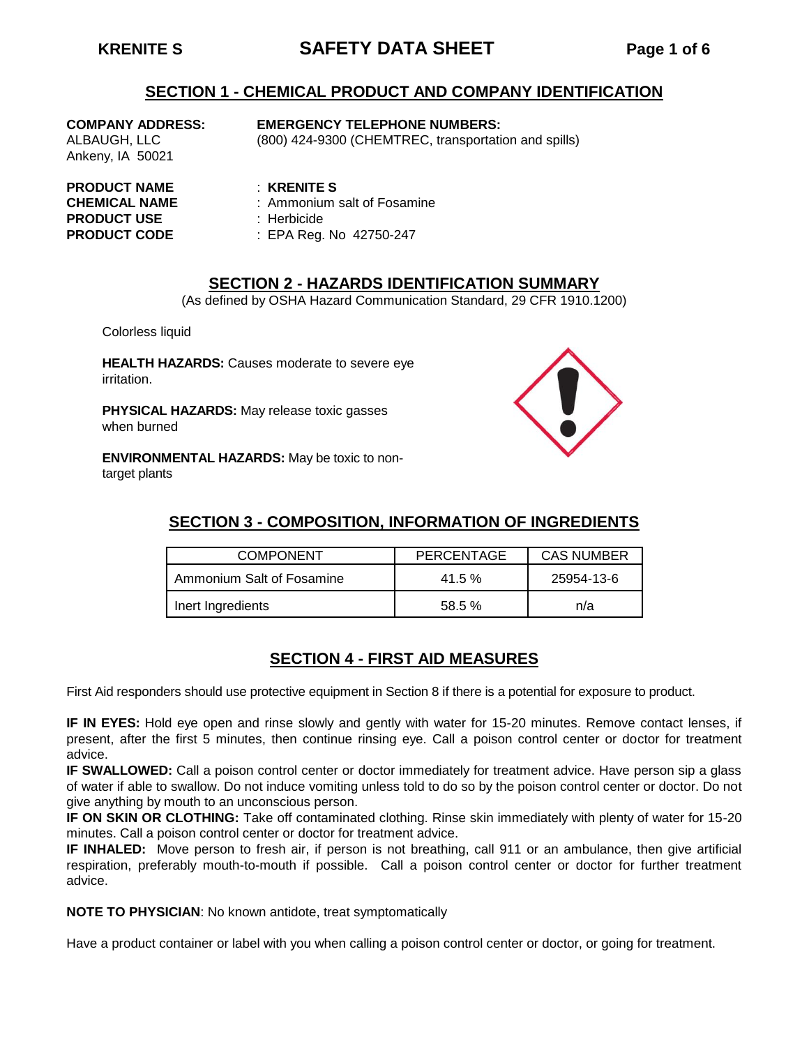## SECTION 1 - CHEMICAL PRODUCT AND COMPANY IDENTIFICATION

**COMPANY ADDRESS:**
ALBAUGH, LLC
Ankeny, IA 50021

**EMERGENCY TELEPHONE NUMBERS:**
(800) 424-9300 (CHEMTREC, transportation and spills)

**PRODUCT NAME** : **KRENITE S**
**CHEMICAL NAME** : Ammonium salt of Fosamine
**PRODUCT USE** : Herbicide
**PRODUCT CODE** : EPA Reg. No 42750-247

## SECTION 2 - HAZARDS IDENTIFICATION SUMMARY

(As defined by OSHA Hazard Communication Standard, 29 CFR 1910.1200)

Colorless liquid

**HEALTH HAZARDS:** Causes moderate to severe eye irritation.

**PHYSICAL HAZARDS:** May release toxic gasses when burned

**ENVIRONMENTAL HAZARDS:** May be toxic to non-target plants

## SECTION 3 - COMPOSITION, INFORMATION OF INGREDIENTS

| COMPONENT | PERCENTAGE | CAS NUMBER |
|---|---|---|
| Ammonium Salt of Fosamine | 41.5 % | 25954-13-6 |
| Inert Ingredients | 58.5 % | n/a |

## SECTION 4 - FIRST AID MEASURES

First Aid responders should use protective equipment in Section 8 if there is a potential for exposure to product.

**IF IN EYES:** Hold eye open and rinse slowly and gently with water for 15-20 minutes. Remove contact lenses, if present, after the first 5 minutes, then continue rinsing eye. Call a poison control center or doctor for treatment advice.
**IF SWALLOWED:** Call a poison control center or doctor immediately for treatment advice. Have person sip a glass of water if able to swallow. Do not induce vomiting unless told to do so by the poison control center or doctor. Do not give anything by mouth to an unconscious person.
**IF ON SKIN OR CLOTHING:** Take off contaminated clothing. Rinse skin immediately with plenty of water for 15-20 minutes. Call a poison control center or doctor for treatment advice.
**IF INHALED:** Move person to fresh air, if person is not breathing, call 911 or an ambulance, then give artificial respiration, preferably mouth-to-mouth if possible. Call a poison control center or doctor for further treatment advice.

**NOTE TO PHYSICIAN**: No known antidote, treat symptomatically

Have a product container or label with you when calling a poison control center or doctor, or going for treatment.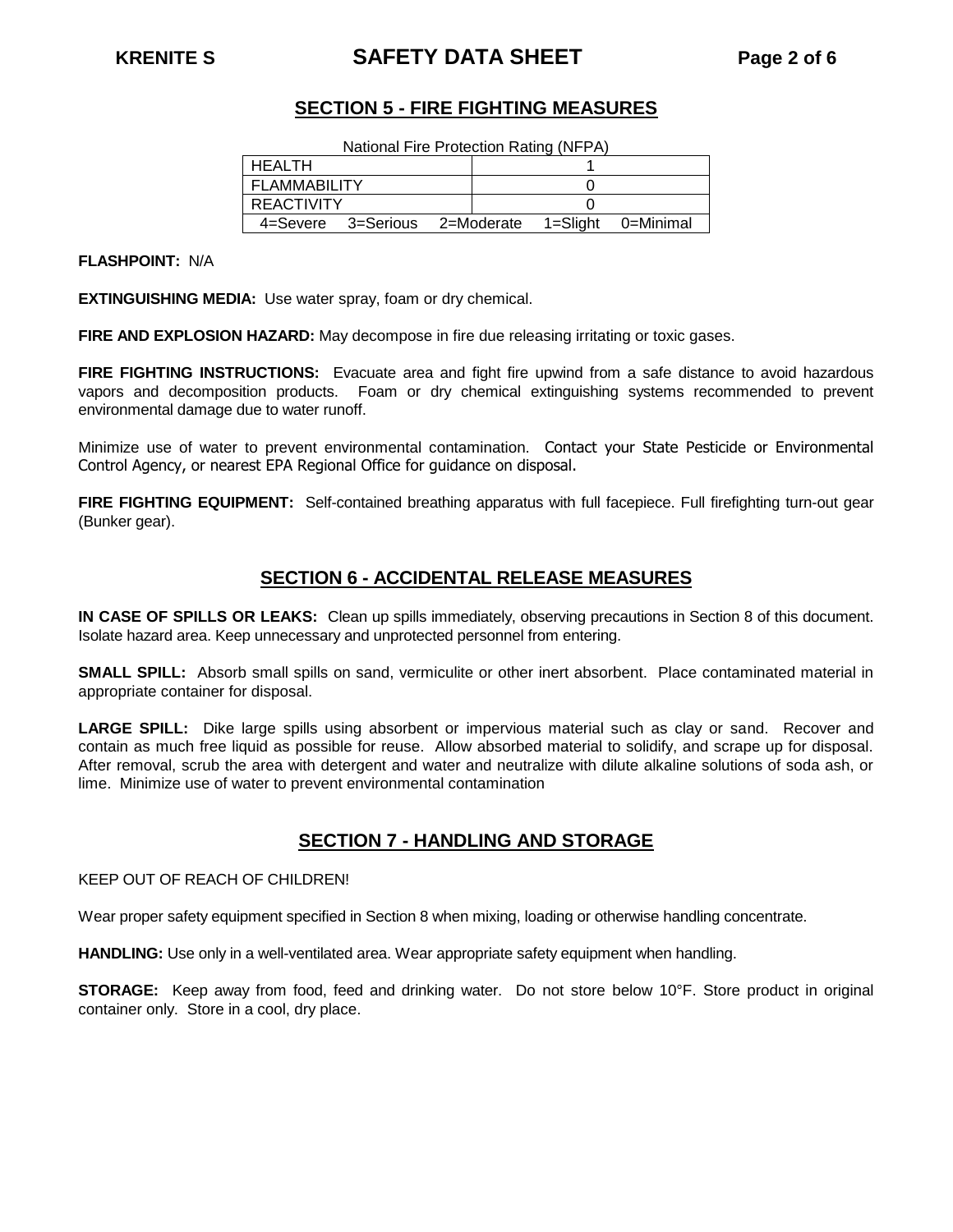## SECTION 5 - FIRE FIGHTING MEASURES

National Fire Protection Rating (NFPA)

| HEALTH | 1 |
|---|---|
| FLAMMABILITY | 0 |
| REACTIVITY | 0 |
| 4=Severe 3=Serious 2=Moderate 1=Slight 0=Minimal | |

**FLASHPOINT:** N/A

**EXTINGUISHING MEDIA:** Use water spray, foam or dry chemical.

**FIRE AND EXPLOSION HAZARD:** May decompose in fire due releasing irritating or toxic gases.

**FIRE FIGHTING INSTRUCTIONS:** Evacuate area and fight fire upwind from a safe distance to avoid hazardous vapors and decomposition products. Foam or dry chemical extinguishing systems recommended to prevent environmental damage due to water runoff.

Minimize use of water to prevent environmental contamination. Contact your State Pesticide or Environmental Control Agency, or nearest EPA Regional Office for guidance on disposal.

**FIRE FIGHTING EQUIPMENT:** Self-contained breathing apparatus with full facepiece. Full firefighting turn-out gear (Bunker gear).

## SECTION 6 - ACCIDENTAL RELEASE MEASURES

**IN CASE OF SPILLS OR LEAKS:** Clean up spills immediately, observing precautions in Section 8 of this document. Isolate hazard area. Keep unnecessary and unprotected personnel from entering.

**SMALL SPILL:** Absorb small spills on sand, vermiculite or other inert absorbent. Place contaminated material in appropriate container for disposal.

**LARGE SPILL:** Dike large spills using absorbent or impervious material such as clay or sand. Recover and contain as much free liquid as possible for reuse. Allow absorbed material to solidify, and scrape up for disposal. After removal, scrub the area with detergent and water and neutralize with dilute alkaline solutions of soda ash, or lime. Minimize use of water to prevent environmental contamination

## SECTION 7 - HANDLING AND STORAGE

KEEP OUT OF REACH OF CHILDREN!

Wear proper safety equipment specified in Section 8 when mixing, loading or otherwise handling concentrate.

**HANDLING:** Use only in a well-ventilated area. Wear appropriate safety equipment when handling.

**STORAGE:** Keep away from food, feed and drinking water. Do not store below 10°F. Store product in original container only. Store in a cool, dry place.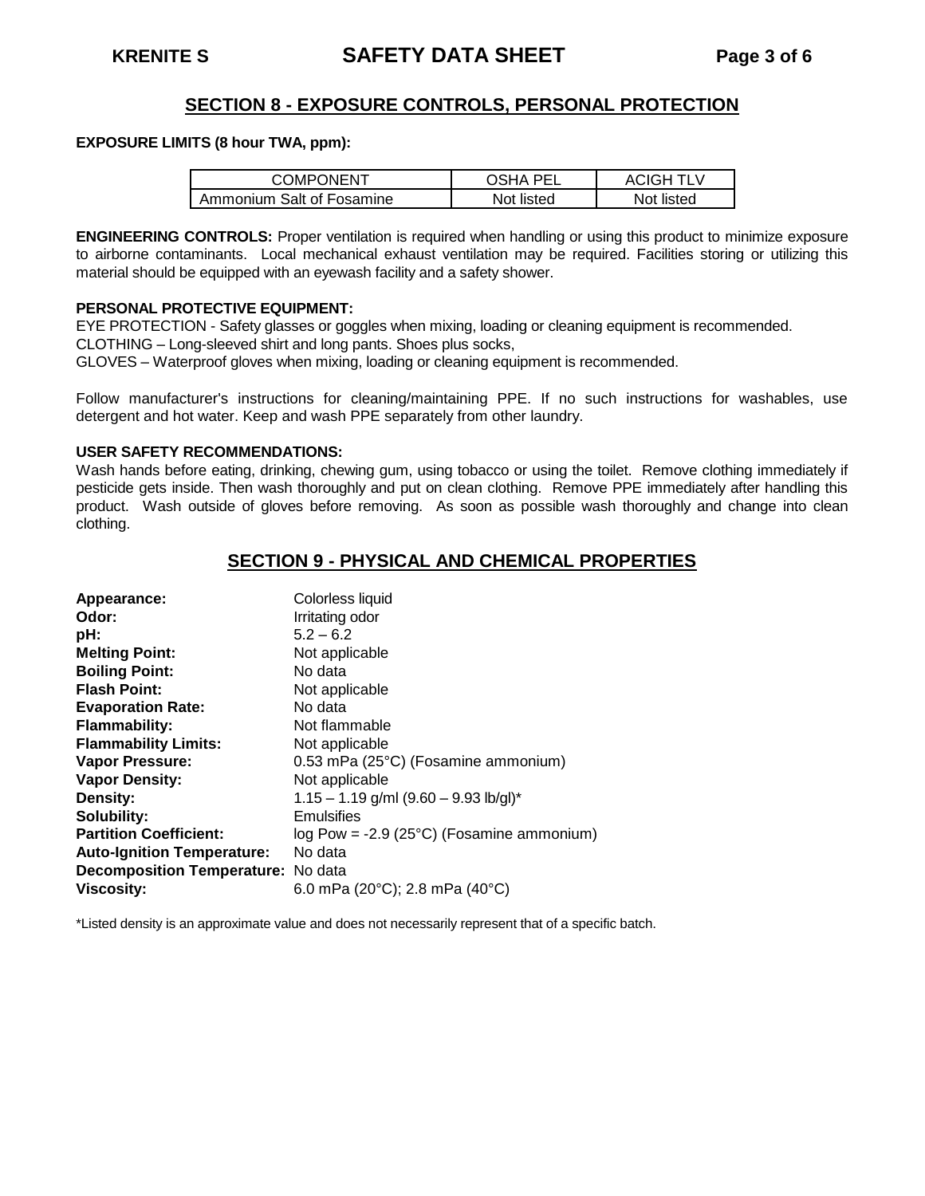## SECTION 8 - EXPOSURE CONTROLS, PERSONAL PROTECTION

**EXPOSURE LIMITS (8 hour TWA, ppm):**

| COMPONENT | OSHA PEL | ACIGH TLV |
|---|---|---|
| Ammonium Salt of Fosamine | Not listed | Not listed |

**ENGINEERING CONTROLS:** Proper ventilation is required when handling or using this product to minimize exposure to airborne contaminants. Local mechanical exhaust ventilation may be required. Facilities storing or utilizing this material should be equipped with an eyewash facility and a safety shower.

**PERSONAL PROTECTIVE EQUIPMENT:**

EYE PROTECTION - Safety glasses or goggles when mixing, loading or cleaning equipment is recommended.

CLOTHING – Long-sleeved shirt and long pants. Shoes plus socks,

GLOVES – Waterproof gloves when mixing, loading or cleaning equipment is recommended.

Follow manufacturer's instructions for cleaning/maintaining PPE. If no such instructions for washables, use detergent and hot water. Keep and wash PPE separately from other laundry.

**USER SAFETY RECOMMENDATIONS:**

Wash hands before eating, drinking, chewing gum, using tobacco or using the toilet. Remove clothing immediately if pesticide gets inside. Then wash thoroughly and put on clean clothing. Remove PPE immediately after handling this product. Wash outside of gloves before removing. As soon as possible wash thoroughly and change into clean clothing.

## SECTION 9 - PHYSICAL AND CHEMICAL PROPERTIES

**Appearance:** Colorless liquid
**Odor:** Irritating odor
**pH:** 5.2 – 6.2
**Melting Point:** Not applicable
**Boiling Point:** No data
**Flash Point:** Not applicable
**Evaporation Rate:** No data
**Flammability:** Not flammable
**Flammability Limits:** Not applicable
**Vapor Pressure:** 0.53 mPa (25°C) (Fosamine ammonium)
**Vapor Density:** Not applicable
**Density:** 1.15 – 1.19 g/ml (9.60 – 9.93 lb/gl)*
**Solubility:** Emulsifies
**Partition Coefficient:** log Pow = -2.9 (25°C) (Fosamine ammonium)
**Auto-Ignition Temperature:** No data
**Decomposition Temperature:** No data
**Viscosity:** 6.0 mPa (20°C); 2.8 mPa (40°C)

*Listed density is an approximate value and does not necessarily represent that of a specific batch.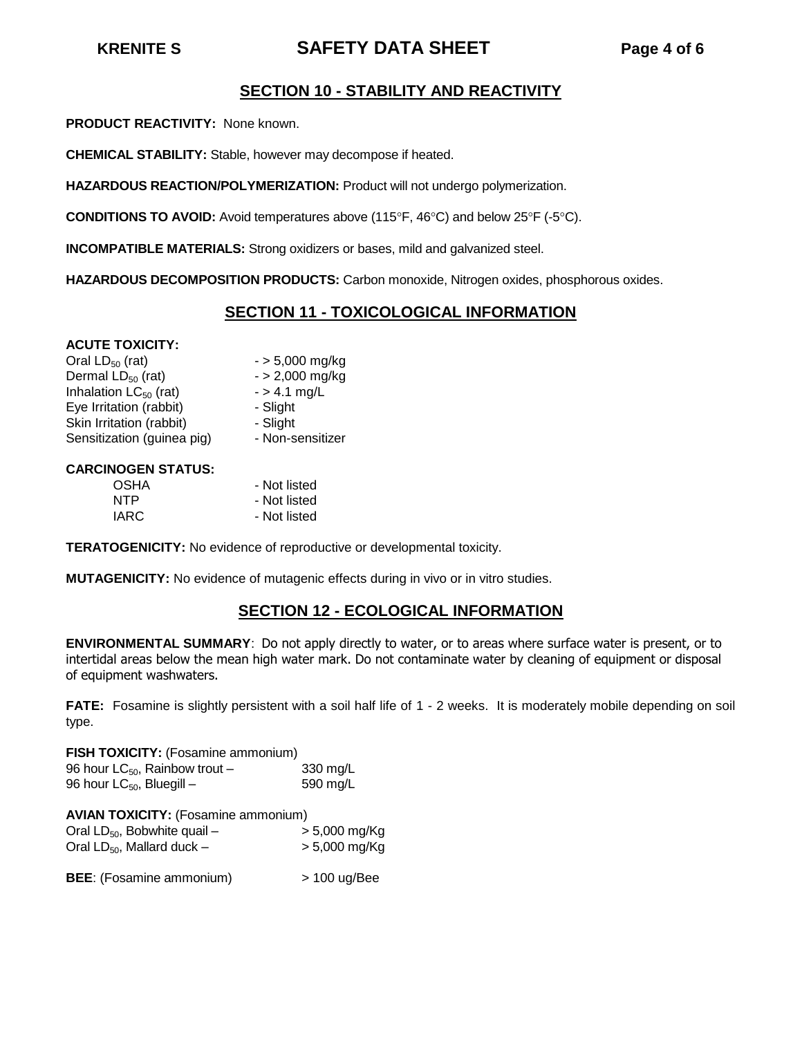## SECTION 10 - STABILITY AND REACTIVITY

**PRODUCT REACTIVITY:** None known.

**CHEMICAL STABILITY:** Stable, however may decompose if heated.

**HAZARDOUS REACTION/POLYMERIZATION:** Product will not undergo polymerization.

**CONDITIONS TO AVOID:** Avoid temperatures above (115°F, 46°C) and below 25°F (-5°C).

**INCOMPATIBLE MATERIALS:** Strong oxidizers or bases, mild and galvanized steel.

**HAZARDOUS DECOMPOSITION PRODUCTS:** Carbon monoxide, Nitrogen oxides, phosphorous oxides.

## SECTION 11 - TOXICOLOGICAL INFORMATION

**ACUTE TOXICITY:**

| | |
|---|---|
| Oral $LD_{50}$ (rat) | - > 5,000 mg/kg |
| Dermal $LD_{50}$ (rat) | - > 2,000 mg/kg |
| Inhalation $LC_{50}$ (rat) | - > 4.1 mg/L |
| Eye Irritation (rabbit) | - Slight |
| Skin Irritation (rabbit) | - Slight |
| Sensitization (guinea pig) | - Non-sensitizer |

**CARCINOGEN STATUS:**

| | |
|---|---|
| OSHA | - Not listed |
| NTP | - Not listed |
| IARC | - Not listed |

**TERATOGENICITY:** No evidence of reproductive or developmental toxicity.

**MUTAGENICITY:** No evidence of mutagenic effects during in vivo or in vitro studies.

## SECTION 12 - ECOLOGICAL INFORMATION

**ENVIRONMENTAL SUMMARY**: Do not apply directly to water, or to areas where surface water is present, or to intertidal areas below the mean high water mark. Do not contaminate water by cleaning of equipment or disposal of equipment washwaters.

**FATE:** Fosamine is slightly persistent with a soil half life of 1 - 2 weeks. It is moderately mobile depending on soil type.

**FISH TOXICITY:** (Fosamine ammonium)

| | |
|---|---|
| 96 hour $LC_{50}$, Rainbow trout – | 330 mg/L |
| 96 hour $LC_{50}$, Bluegill – | 590 mg/L |

**AVIAN TOXICITY:** (Fosamine ammonium)

| | |
|---|---|
| Oral $LD_{50}$, Bobwhite quail – | > 5,000 mg/Kg |
| Oral $LD_{50}$, Mallard duck – | > 5,000 mg/Kg |

**BEE**: (Fosamine ammonium) > 100 ug/Bee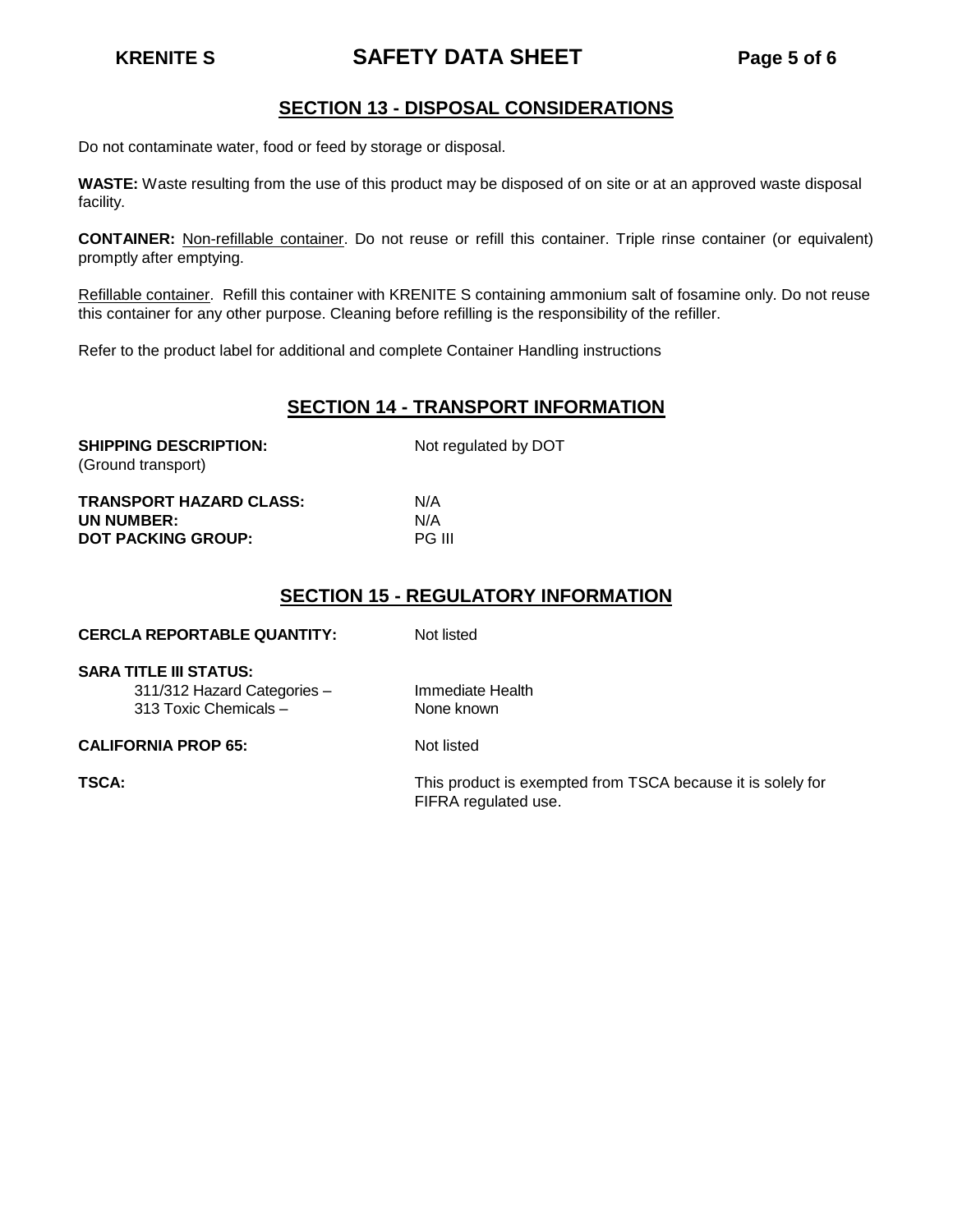## SECTION 13 - DISPOSAL CONSIDERATIONS

Do not contaminate water, food or feed by storage or disposal.

**WASTE:** Waste resulting from the use of this product may be disposed of on site or at an approved waste disposal facility.

**CONTAINER:** Non-refillable container. Do not reuse or refill this container. Triple rinse container (or equivalent) promptly after emptying.

Refillable container. Refill this container with KRENITE S containing ammonium salt of fosamine only. Do not reuse this container for any other purpose. Cleaning before refilling is the responsibility of the refiller.

Refer to the product label for additional and complete Container Handling instructions

## SECTION 14 - TRANSPORT INFORMATION

**SHIPPING DESCRIPTION:** (Ground transport) — Not regulated by DOT

**TRANSPORT HAZARD CLASS:** N/A
**UN NUMBER:** N/A
**DOT PACKING GROUP:** PG III

## SECTION 15 - REGULATORY INFORMATION

**CERCLA REPORTABLE QUANTITY:** Not listed

**SARA TITLE III STATUS:**
- 311/312 Hazard Categories – Immediate Health
- 313 Toxic Chemicals – None known

**CALIFORNIA PROP 65:** Not listed

**TSCA:** This product is exempted from TSCA because it is solely for FIFRA regulated use.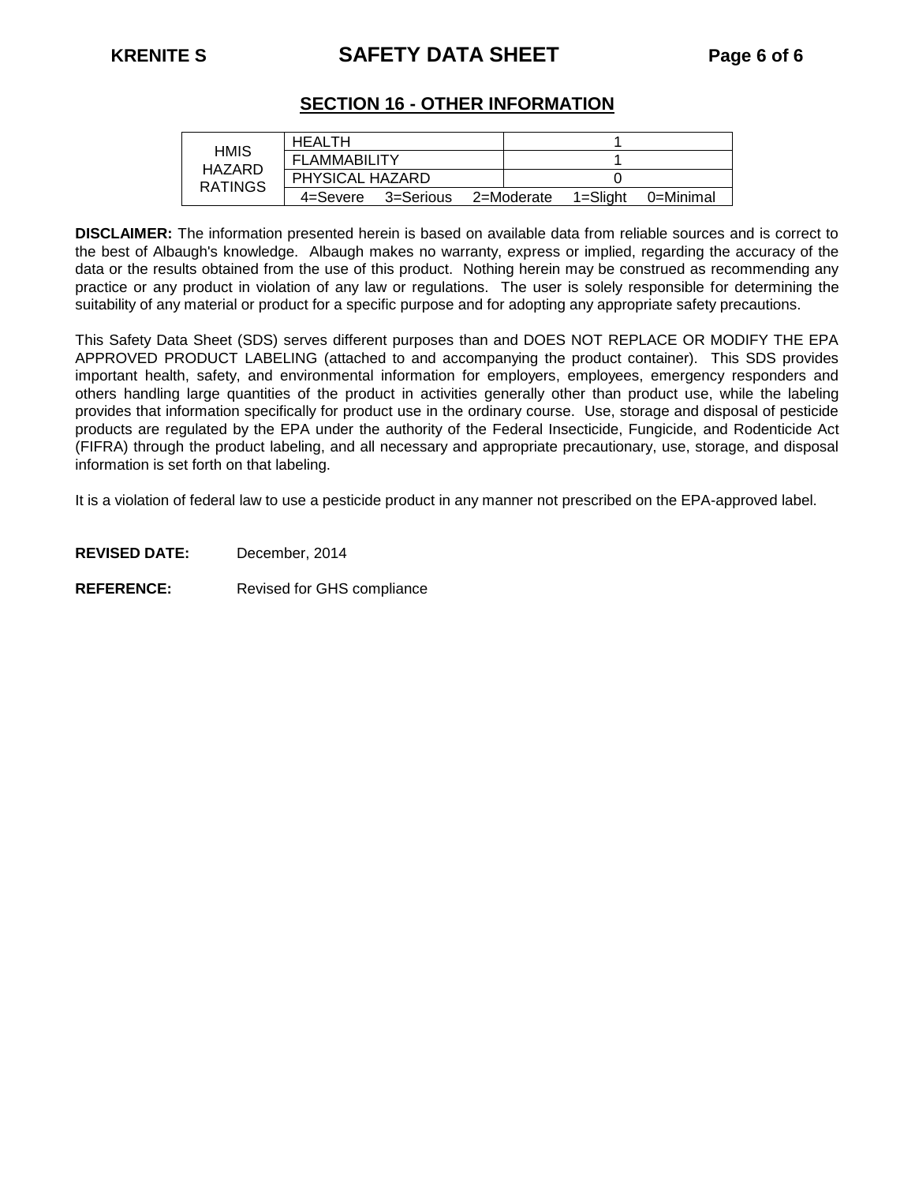## SECTION 16 - OTHER INFORMATION

| | | |
|---|---|---|
| HMIS HAZARD RATINGS | HEALTH | 1 |
| | FLAMMABILITY | 1 |
| | PHYSICAL HAZARD | 0 |
| | 4=Severe 3=Serious 2=Moderate 1=Slight 0=Minimal | |

**DISCLAIMER:** The information presented herein is based on available data from reliable sources and is correct to the best of Albaugh's knowledge. Albaugh makes no warranty, express or implied, regarding the accuracy of the data or the results obtained from the use of this product. Nothing herein may be construed as recommending any practice or any product in violation of any law or regulations. The user is solely responsible for determining the suitability of any material or product for a specific purpose and for adopting any appropriate safety precautions.

This Safety Data Sheet (SDS) serves different purposes than and DOES NOT REPLACE OR MODIFY THE EPA APPROVED PRODUCT LABELING (attached to and accompanying the product container). This SDS provides important health, safety, and environmental information for employers, employees, emergency responders and others handling large quantities of the product in activities generally other than product use, while the labeling provides that information specifically for product use in the ordinary course. Use, storage and disposal of pesticide products are regulated by the EPA under the authority of the Federal Insecticide, Fungicide, and Rodenticide Act (FIFRA) through the product labeling, and all necessary and appropriate precautionary, use, storage, and disposal information is set forth on that labeling.

It is a violation of federal law to use a pesticide product in any manner not prescribed on the EPA-approved label.

**REVISED DATE:** December, 2014

**REFERENCE:** Revised for GHS compliance